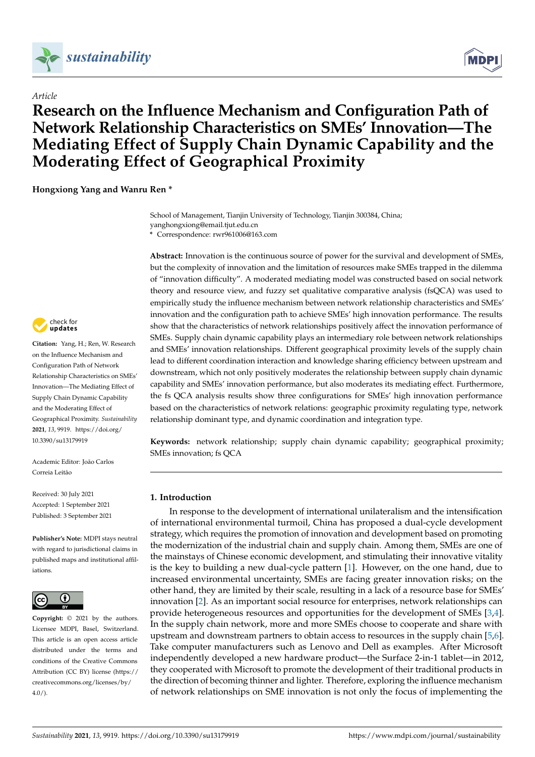Article

# Research on the Influence Mechanism and Configuration Path of Network Relationship Characteristics on SMEs' Innovation—The Mediating Effect of Supply Chain Dynamic Capability and the Moderating Effect of Geographical Proximity

**Hongxiong Yang and Wanru Ren ***

School of Management, Tianjin University of Technology, Tianjin 300384, China; yanghongxiong@email.tjut.edu.cn
* Correspondence: rwr961006@163.com

**Abstract:** Innovation is the continuous source of power for the survival and development of SMEs, but the complexity of innovation and the limitation of resources make SMEs trapped in the dilemma of "innovation difficulty". A moderated mediating model was constructed based on social network theory and resource view, and fuzzy set qualitative comparative analysis (fsQCA) was used to empirically study the influence mechanism between network relationship characteristics and SMEs' innovation and the configuration path to achieve SMEs' high innovation performance. The results show that the characteristics of network relationships positively affect the innovation performance of SMEs. Supply chain dynamic capability plays an intermediary role between network relationships and SMEs' innovation relationships. Different geographical proximity levels of the supply chain lead to different coordination interaction and knowledge sharing efficiency between upstream and downstream, which not only positively moderates the relationship between supply chain dynamic capability and SMEs' innovation performance, but also moderates its mediating effect. Furthermore, the fs QCA analysis results show three configurations for SMEs' high innovation performance based on the characteristics of network relations: geographic proximity regulating type, network relationship dominant type, and dynamic coordination and integration type.

**Keywords:** network relationship; supply chain dynamic capability; geographical proximity; SMEs innovation; fs QCA

**Citation:** Yang, H.; Ren, W. Research on the Influence Mechanism and Configuration Path of Network Relationship Characteristics on SMEs' Innovation—The Mediating Effect of Supply Chain Dynamic Capability and the Moderating Effect of Geographical Proximity. *Sustainability* **2021**, *13*, 9919. https://doi.org/10.3390/su13179919

Academic Editor: João Carlos Correia Leitão

Received: 30 July 2021
Accepted: 1 September 2021
Published: 3 September 2021

**Publisher's Note:** MDPI stays neutral with regard to jurisdictional claims in published maps and institutional affiliations.

**Copyright:** © 2021 by the authors. Licensee MDPI, Basel, Switzerland. This article is an open access article distributed under the terms and conditions of the Creative Commons Attribution (CC BY) license (https://creativecommons.org/licenses/by/4.0/).

## 1. Introduction

In response to the development of international unilateralism and the intensification of international environmental turmoil, China has proposed a dual-cycle development strategy, which requires the promotion of innovation and development based on promoting the modernization of the industrial chain and supply chain. Among them, SMEs are one of the mainstays of Chinese economic development, and stimulating their innovative vitality is the key to building a new dual-cycle pattern [1]. However, on the one hand, due to increased environmental uncertainty, SMEs are facing greater innovation risks; on the other hand, they are limited by their scale, resulting in a lack of a resource base for SMEs' innovation [2]. As an important social resource for enterprises, network relationships can provide heterogeneous resources and opportunities for the development of SMEs [3,4]. In the supply chain network, more and more SMEs choose to cooperate and share with upstream and downstream partners to obtain access to resources in the supply chain [5,6]. Take computer manufacturers such as Lenovo and Dell as examples. After Microsoft independently developed a new hardware product—the Surface 2-in-1 tablet—in 2012, they cooperated with Microsoft to promote the development of their traditional products in the direction of becoming thinner and lighter. Therefore, exploring the influence mechanism of network relationships on SME innovation is not only the focus of implementing the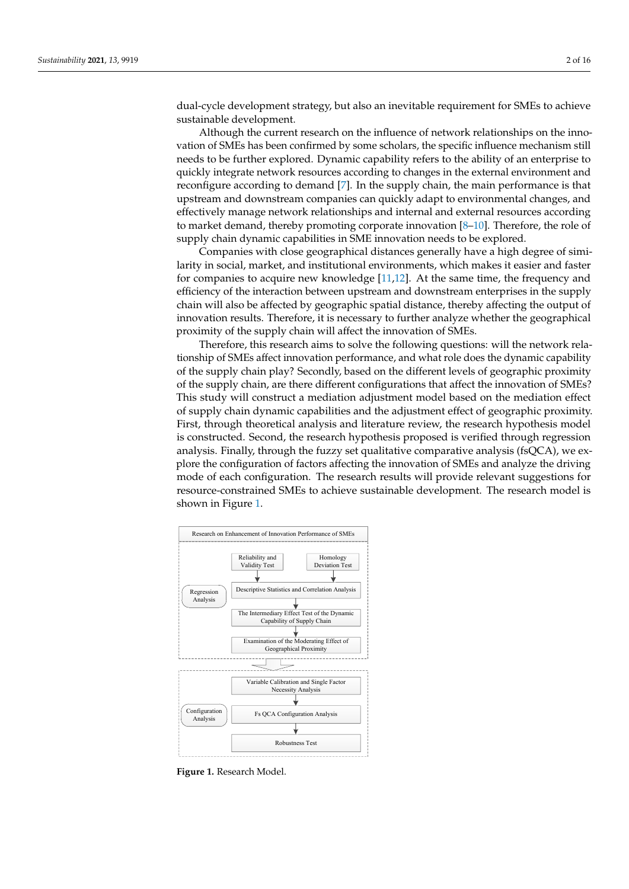dual-cycle development strategy, but also an inevitable requirement for SMEs to achieve sustainable development.

Although the current research on the influence of network relationships on the innovation of SMEs has been confirmed by some scholars, the specific influence mechanism still needs to be further explored. Dynamic capability refers to the ability of an enterprise to quickly integrate network resources according to changes in the external environment and reconfigure according to demand [7]. In the supply chain, the main performance is that upstream and downstream companies can quickly adapt to environmental changes, and effectively manage network relationships and internal and external resources according to market demand, thereby promoting corporate innovation [8–10]. Therefore, the role of supply chain dynamic capabilities in SME innovation needs to be explored.

Companies with close geographical distances generally have a high degree of similarity in social, market, and institutional environments, which makes it easier and faster for companies to acquire new knowledge [11,12]. At the same time, the frequency and efficiency of the interaction between upstream and downstream enterprises in the supply chain will also be affected by geographic spatial distance, thereby affecting the output of innovation results. Therefore, it is necessary to further analyze whether the geographical proximity of the supply chain will affect the innovation of SMEs.

Therefore, this research aims to solve the following questions: will the network relationship of SMEs affect innovation performance, and what role does the dynamic capability of the supply chain play? Secondly, based on the different levels of geographic proximity of the supply chain, are there different configurations that affect the innovation of SMEs? This study will construct a mediation adjustment model based on the mediation effect of supply chain dynamic capabilities and the adjustment effect of geographic proximity. First, through theoretical analysis and literature review, the research hypothesis model is constructed. Second, the research hypothesis proposed is verified through regression analysis. Finally, through the fuzzy set qualitative comparative analysis (fsQCA), we explore the configuration of factors affecting the innovation of SMEs and analyze the driving mode of each configuration. The research results will provide relevant suggestions for resource-constrained SMEs to achieve sustainable development. The research model is shown in Figure 1.

Research on Enhancement of Innovation Performance of SMEs

Regression Analysis: Reliability and Validity Test; Homology Deviation Test → Descriptive Statistics and Correlation Analysis → The Intermediary Effect Test of the Dynamic Capability of Supply Chain → Examination of the Moderating Effect of Geographical Proximity

Configuration Analysis: Variable Calibration and Single Factor Necessity Analysis → Fs QCA Configuration Analysis → Robustness Test

**Figure 1.** Research Model.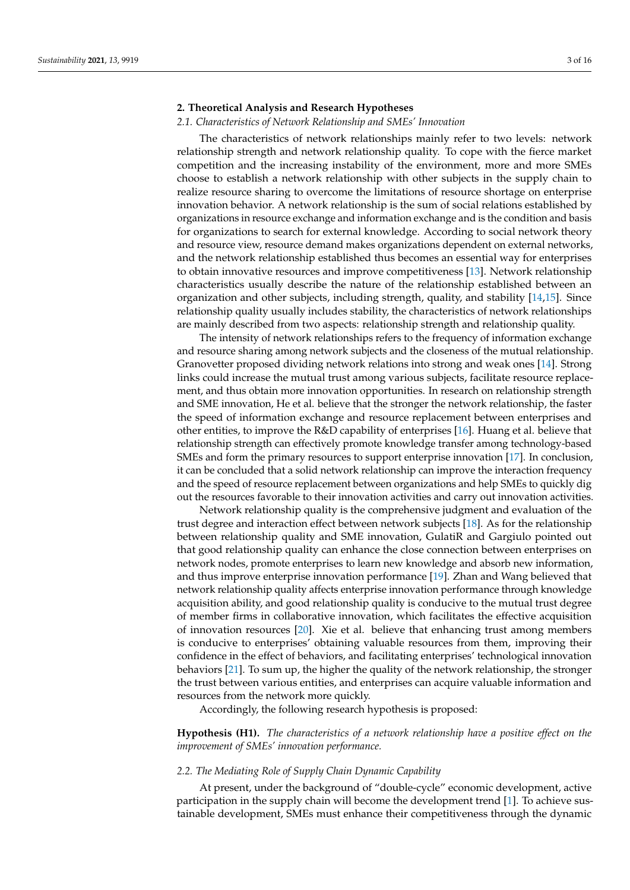## 2. Theoretical Analysis and Research Hypotheses

### 2.1. Characteristics of Network Relationship and SMEs' Innovation

The characteristics of network relationships mainly refer to two levels: network relationship strength and network relationship quality. To cope with the fierce market competition and the increasing instability of the environment, more and more SMEs choose to establish a network relationship with other subjects in the supply chain to realize resource sharing to overcome the limitations of resource shortage on enterprise innovation behavior. A network relationship is the sum of social relations established by organizations in resource exchange and information exchange and is the condition and basis for organizations to search for external knowledge. According to social network theory and resource view, resource demand makes organizations dependent on external networks, and the network relationship established thus becomes an essential way for enterprises to obtain innovative resources and improve competitiveness [13]. Network relationship characteristics usually describe the nature of the relationship established between an organization and other subjects, including strength, quality, and stability [14,15]. Since relationship quality usually includes stability, the characteristics of network relationships are mainly described from two aspects: relationship strength and relationship quality.

The intensity of network relationships refers to the frequency of information exchange and resource sharing among network subjects and the closeness of the mutual relationship. Granovetter proposed dividing network relations into strong and weak ones [14]. Strong links could increase the mutual trust among various subjects, facilitate resource replacement, and thus obtain more innovation opportunities. In research on relationship strength and SME innovation, He et al. believe that the stronger the network relationship, the faster the speed of information exchange and resource replacement between enterprises and other entities, to improve the R&D capability of enterprises [16]. Huang et al. believe that relationship strength can effectively promote knowledge transfer among technology-based SMEs and form the primary resources to support enterprise innovation [17]. In conclusion, it can be concluded that a solid network relationship can improve the interaction frequency and the speed of resource replacement between organizations and help SMEs to quickly dig out the resources favorable to their innovation activities and carry out innovation activities.

Network relationship quality is the comprehensive judgment and evaluation of the trust degree and interaction effect between network subjects [18]. As for the relationship between relationship quality and SME innovation, GulatiR and Gargiulo pointed out that good relationship quality can enhance the close connection between enterprises on network nodes, promote enterprises to learn new knowledge and absorb new information, and thus improve enterprise innovation performance [19]. Zhan and Wang believed that network relationship quality affects enterprise innovation performance through knowledge acquisition ability, and good relationship quality is conducive to the mutual trust degree of member firms in collaborative innovation, which facilitates the effective acquisition of innovation resources [20]. Xie et al. believe that enhancing trust among members is conducive to enterprises' obtaining valuable resources from them, improving their confidence in the effect of behaviors, and facilitating enterprises' technological innovation behaviors [21]. To sum up, the higher the quality of the network relationship, the stronger the trust between various entities, and enterprises can acquire valuable information and resources from the network more quickly.

Accordingly, the following research hypothesis is proposed:

**Hypothesis (H1).** *The characteristics of a network relationship have a positive effect on the improvement of SMEs' innovation performance.*

### 2.2. The Mediating Role of Supply Chain Dynamic Capability

At present, under the background of "double-cycle" economic development, active participation in the supply chain will become the development trend [1]. To achieve sustainable development, SMEs must enhance their competitiveness through the dynamic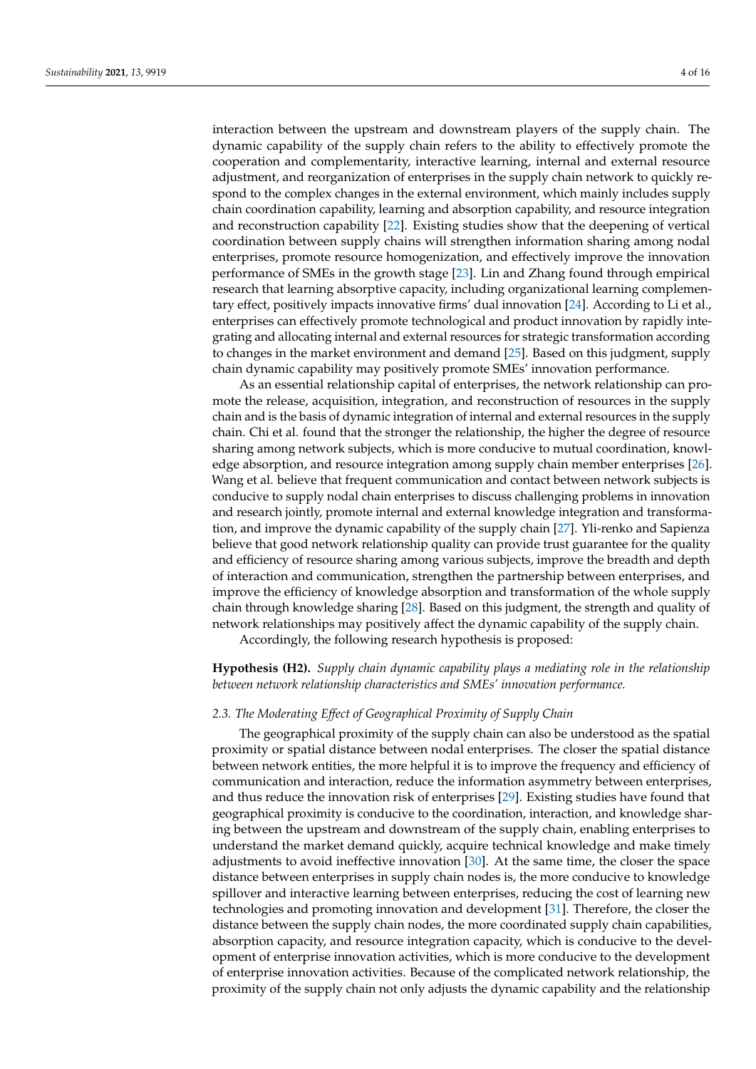interaction between the upstream and downstream players of the supply chain. The dynamic capability of the supply chain refers to the ability to effectively promote the cooperation and complementarity, interactive learning, internal and external resource adjustment, and reorganization of enterprises in the supply chain network to quickly respond to the complex changes in the external environment, which mainly includes supply chain coordination capability, learning and absorption capability, and resource integration and reconstruction capability [22]. Existing studies show that the deepening of vertical coordination between supply chains will strengthen information sharing among nodal enterprises, promote resource homogenization, and effectively improve the innovation performance of SMEs in the growth stage [23]. Lin and Zhang found through empirical research that learning absorptive capacity, including organizational learning complementary effect, positively impacts innovative firms' dual innovation [24]. According to Li et al., enterprises can effectively promote technological and product innovation by rapidly integrating and allocating internal and external resources for strategic transformation according to changes in the market environment and demand [25]. Based on this judgment, supply chain dynamic capability may positively promote SMEs' innovation performance.

As an essential relationship capital of enterprises, the network relationship can promote the release, acquisition, integration, and reconstruction of resources in the supply chain and is the basis of dynamic integration of internal and external resources in the supply chain. Chi et al. found that the stronger the relationship, the higher the degree of resource sharing among network subjects, which is more conducive to mutual coordination, knowledge absorption, and resource integration among supply chain member enterprises [26]. Wang et al. believe that frequent communication and contact between network subjects is conducive to supply nodal chain enterprises to discuss challenging problems in innovation and research jointly, promote internal and external knowledge integration and transformation, and improve the dynamic capability of the supply chain [27]. Yli-renko and Sapienza believe that good network relationship quality can provide trust guarantee for the quality and efficiency of resource sharing among various subjects, improve the breadth and depth of interaction and communication, strengthen the partnership between enterprises, and improve the efficiency of knowledge absorption and transformation of the whole supply chain through knowledge sharing [28]. Based on this judgment, the strength and quality of network relationships may positively affect the dynamic capability of the supply chain.

Accordingly, the following research hypothesis is proposed:

**Hypothesis (H2).** *Supply chain dynamic capability plays a mediating role in the relationship between network relationship characteristics and SMEs' innovation performance.*

### *2.3. The Moderating Effect of Geographical Proximity of Supply Chain*

The geographical proximity of the supply chain can also be understood as the spatial proximity or spatial distance between nodal enterprises. The closer the spatial distance between network entities, the more helpful it is to improve the frequency and efficiency of communication and interaction, reduce the information asymmetry between enterprises, and thus reduce the innovation risk of enterprises [29]. Existing studies have found that geographical proximity is conducive to the coordination, interaction, and knowledge sharing between the upstream and downstream of the supply chain, enabling enterprises to understand the market demand quickly, acquire technical knowledge and make timely adjustments to avoid ineffective innovation [30]. At the same time, the closer the space distance between enterprises in supply chain nodes is, the more conducive to knowledge spillover and interactive learning between enterprises, reducing the cost of learning new technologies and promoting innovation and development [31]. Therefore, the closer the distance between the supply chain nodes, the more coordinated supply chain capabilities, absorption capacity, and resource integration capacity, which is conducive to the development of enterprise innovation activities, which is more conducive to the development of enterprise innovation activities. Because of the complicated network relationship, the proximity of the supply chain not only adjusts the dynamic capability and the relationship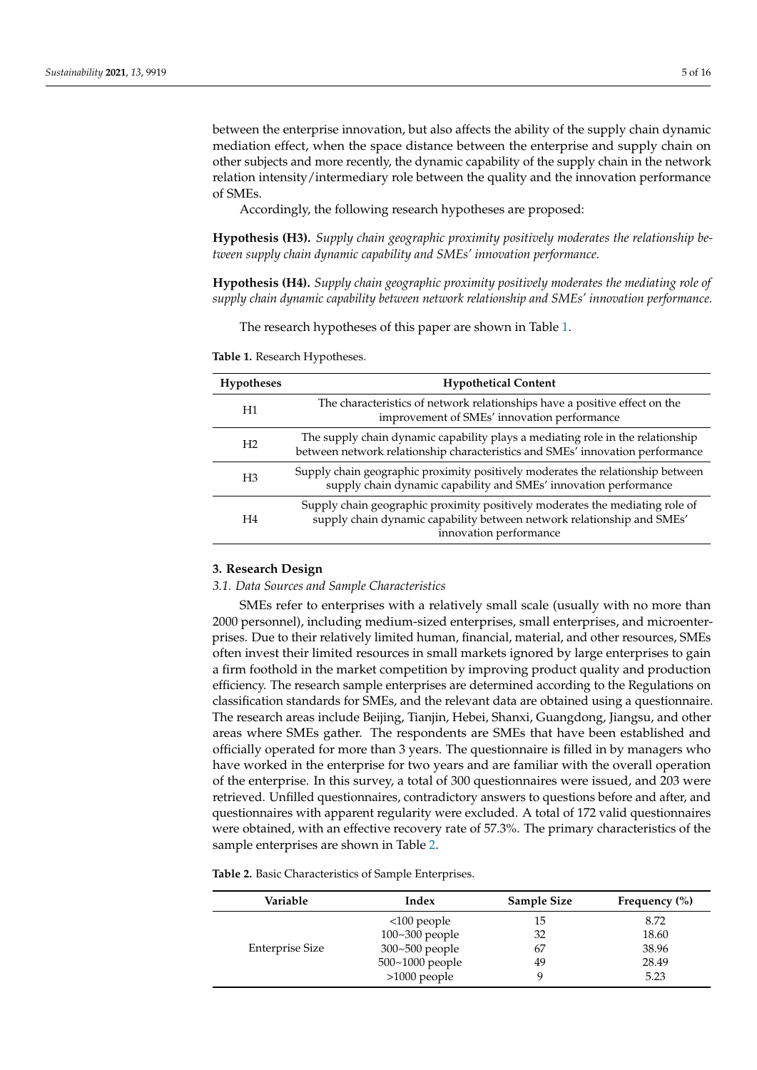between the enterprise innovation, but also affects the ability of the supply chain dynamic mediation effect, when the space distance between the enterprise and supply chain on other subjects and more recently, the dynamic capability of the supply chain in the network relation intensity/intermediary role between the quality and the innovation performance of SMEs.

Accordingly, the following research hypotheses are proposed:

**Hypothesis (H3).** *Supply chain geographic proximity positively moderates the relationship between supply chain dynamic capability and SMEs' innovation performance.*

**Hypothesis (H4).** *Supply chain geographic proximity positively moderates the mediating role of supply chain dynamic capability between network relationship and SMEs' innovation performance.*

The research hypotheses of this paper are shown in Table 1.

**Table 1.** Research Hypotheses.

| Hypotheses | Hypothetical Content |
| --- | --- |
| H1 | The characteristics of network relationships have a positive effect on the improvement of SMEs' innovation performance |
| H2 | The supply chain dynamic capability plays a mediating role in the relationship between network relationship characteristics and SMEs' innovation performance |
| H3 | Supply chain geographic proximity positively moderates the relationship between supply chain dynamic capability and SMEs' innovation performance |
| H4 | Supply chain geographic proximity positively moderates the mediating role of supply chain dynamic capability between network relationship and SMEs' innovation performance |

## 3. Research Design

### 3.1. Data Sources and Sample Characteristics

SMEs refer to enterprises with a relatively small scale (usually with no more than 2000 personnel), including medium-sized enterprises, small enterprises, and microenterprises. Due to their relatively limited human, financial, material, and other resources, SMEs often invest their limited resources in small markets ignored by large enterprises to gain a firm foothold in the market competition by improving product quality and production efficiency. The research sample enterprises are determined according to the Regulations on classification standards for SMEs, and the relevant data are obtained using a questionnaire. The research areas include Beijing, Tianjin, Hebei, Shanxi, Guangdong, Jiangsu, and other areas where SMEs gather. The respondents are SMEs that have been established and officially operated for more than 3 years. The questionnaire is filled in by managers who have worked in the enterprise for two years and are familiar with the overall operation of the enterprise. In this survey, a total of 300 questionnaires were issued, and 203 were retrieved. Unfilled questionnaires, contradictory answers to questions before and after, and questionnaires with apparent regularity were excluded. A total of 172 valid questionnaires were obtained, with an effective recovery rate of 57.3%. The primary characteristics of the sample enterprises are shown in Table 2.

**Table 2.** Basic Characteristics of Sample Enterprises.

| Variable | Index | Sample Size | Frequency (%) |
| --- | --- | --- | --- |
| Enterprise Size | <100 people | 15 | 8.72 |
| | 100~300 people | 32 | 18.60 |
| | 300~500 people | 67 | 38.96 |
| | 500~1000 people | 49 | 28.49 |
| | >1000 people | 9 | 5.23 |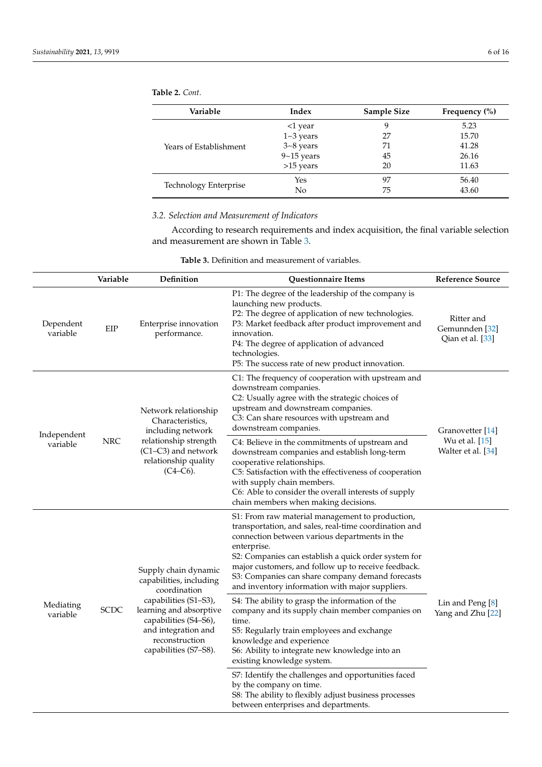**Table 2.** *Cont.*

| Variable | Index | Sample Size | Frequency (%) |
|---|---|---|---|
| Years of Establishment | <1 year | 9 | 5.23 |
| | 1~3 years | 27 | 15.70 |
| | 3~8 years | 71 | 41.28 |
| | 9~15 years | 45 | 26.16 |
| | >15 years | 20 | 11.63 |
| Technology Enterprise | Yes | 97 | 56.40 |
| | No | 75 | 43.60 |

### 3.2. Selection and Measurement of Indicators

According to research requirements and index acquisition, the final variable selection and measurement are shown in Table 3.

**Table 3.** Definition and measurement of variables.

| | Variable | Definition | Questionnaire Items | Reference Source |
|---|---|---|---|---|
| Dependent variable | EIP | Enterprise innovation performance. | P1: The degree of the leadership of the company is launching new products. P2: The degree of application of new technologies. P3: Market feedback after product improvement and innovation. P4: The degree of application of advanced technologies. P5: The success rate of new product innovation. | Ritter and Gemunnden [32] Qian et al. [33] |
| Independent variable | NRC | Network relationship Characteristics, including network relationship strength (C1–C3) and network relationship quality (C4–C6). | C1: The frequency of cooperation with upstream and downstream companies. C2: Usually agree with the strategic choices of upstream and downstream companies. C3: Can share resources with upstream and downstream companies. | Granovetter [14] Wu et al. [15] Walter et al. [34] |
| | | | C4: Believe in the commitments of upstream and downstream companies and establish long-term cooperative relationships. C5: Satisfaction with the effectiveness of cooperation with supply chain members. C6: Able to consider the overall interests of supply chain members when making decisions. | |
| Mediating variable | SCDC | Supply chain dynamic capabilities, including coordination capabilities (S1–S3), learning and absorptive capabilities (S4–S6), and integration and reconstruction capabilities (S7–S8). | S1: From raw material management to production, transportation, and sales, real-time coordination and connection between various departments in the enterprise. S2: Companies can establish a quick order system for major customers, and follow up to receive feedback. S3: Companies can share company demand forecasts and inventory information with major suppliers. | Lin and Peng [8] Yang and Zhu [22] |
| | | | S4: The ability to grasp the information of the company and its supply chain member companies on time. S5: Regularly train employees and exchange knowledge and experience S6: Ability to integrate new knowledge into an existing knowledge system. | |
| | | | S7: Identify the challenges and opportunities faced by the company on time. S8: The ability to flexibly adjust business processes between enterprises and departments. | |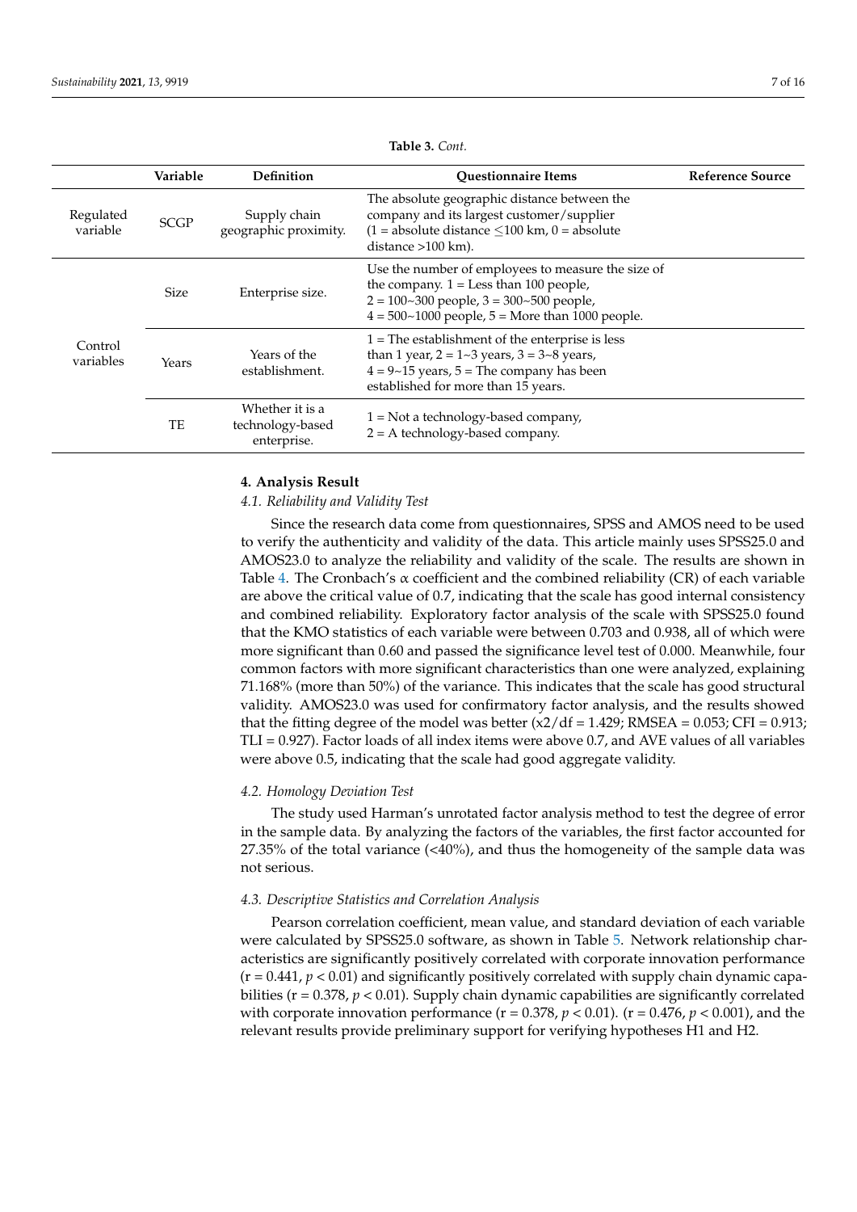**Table 3.** *Cont.*

| | Variable | Definition | Questionnaire Items | Reference Source |
|---|---|---|---|---|
| Regulated variable | SCGP | Supply chain geographic proximity. | The absolute geographic distance between the company and its largest customer/supplier (1 = absolute distance ≤100 km, 0 = absolute distance >100 km). | |
| Control variables | Size | Enterprise size. | Use the number of employees to measure the size of the company. 1 = Less than 100 people, 2 = 100~300 people, 3 = 300~500 people, 4 = 500~1000 people, 5 = More than 1000 people. | |
| | Years | Years of the establishment. | 1 = The establishment of the enterprise is less than 1 year, 2 = 1~3 years, 3 = 3~8 years, 4 = 9~15 years, 5 = The company has been established for more than 15 years. | |
| | TE | Whether it is a technology-based enterprise. | 1 = Not a technology-based company, 2 = A technology-based company. | |

## 4. Analysis Result

### *4.1. Reliability and Validity Test*

Since the research data come from questionnaires, SPSS and AMOS need to be used to verify the authenticity and validity of the data. This article mainly uses SPSS25.0 and AMOS23.0 to analyze the reliability and validity of the scale. The results are shown in Table 4. The Cronbach's α coefficient and the combined reliability (CR) of each variable are above the critical value of 0.7, indicating that the scale has good internal consistency and combined reliability. Exploratory factor analysis of the scale with SPSS25.0 found that the KMO statistics of each variable were between 0.703 and 0.938, all of which were more significant than 0.60 and passed the significance level test of 0.000. Meanwhile, four common factors with more significant characteristics than one were analyzed, explaining 71.168% (more than 50%) of the variance. This indicates that the scale has good structural validity. AMOS23.0 was used for confirmatory factor analysis, and the results showed that the fitting degree of the model was better (x2/df = 1.429; RMSEA = 0.053; CFI = 0.913; TLI = 0.927). Factor loads of all index items were above 0.7, and AVE values of all variables were above 0.5, indicating that the scale had good aggregate validity.

### *4.2. Homology Deviation Test*

The study used Harman's unrotated factor analysis method to test the degree of error in the sample data. By analyzing the factors of the variables, the first factor accounted for 27.35% of the total variance (<40%), and thus the homogeneity of the sample data was not serious.

### *4.3. Descriptive Statistics and Correlation Analysis*

Pearson correlation coefficient, mean value, and standard deviation of each variable were calculated by SPSS25.0 software, as shown in Table 5. Network relationship characteristics are significantly positively correlated with corporate innovation performance (r = 0.441, $p < 0.01$) and significantly positively correlated with supply chain dynamic capabilities (r = 0.378, $p < 0.01$). Supply chain dynamic capabilities are significantly correlated with corporate innovation performance (r = 0.378, $p < 0.01$). (r = 0.476, $p < 0.001$), and the relevant results provide preliminary support for verifying hypotheses H1 and H2.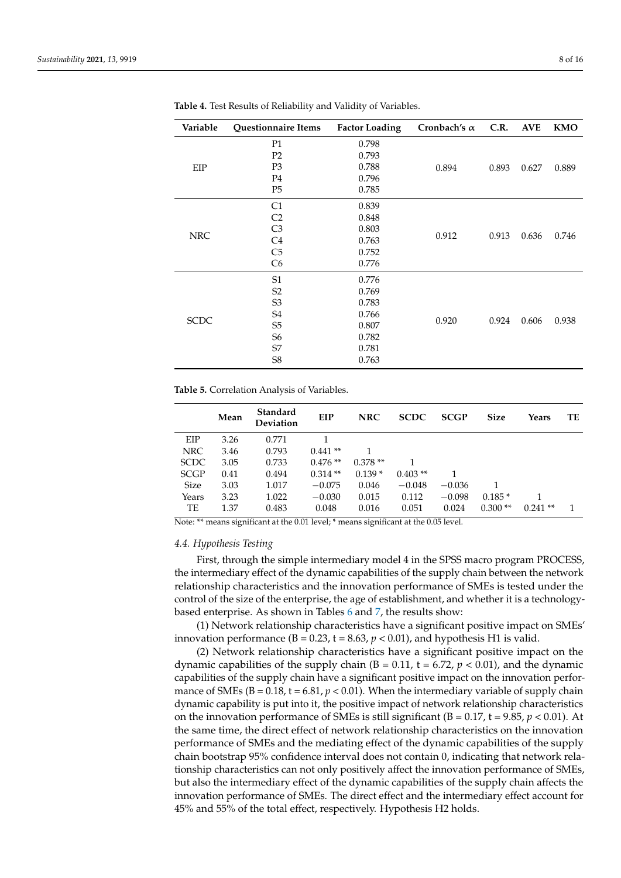**Table 4.** Test Results of Reliability and Validity of Variables.

| Variable | Questionnaire Items | Factor Loading | Cronbach's $\alpha$ | C.R. | AVE | KMO |
|---|---|---|---|---|---|---|
| EIP | P1 | 0.798 | 0.894 | 0.893 | 0.627 | 0.889 |
| | P2 | 0.793 | | | | |
| | P3 | 0.788 | | | | |
| | P4 | 0.796 | | | | |
| | P5 | 0.785 | | | | |
| NRC | C1 | 0.839 | 0.912 | 0.913 | 0.636 | 0.746 |
| | C2 | 0.848 | | | | |
| | C3 | 0.803 | | | | |
| | C4 | 0.763 | | | | |
| | C5 | 0.752 | | | | |
| | C6 | 0.776 | | | | |
| SCDC | S1 | 0.776 | 0.920 | 0.924 | 0.606 | 0.938 |
| | S2 | 0.769 | | | | |
| | S3 | 0.783 | | | | |
| | S4 | 0.766 | | | | |
| | S5 | 0.807 | | | | |
| | S6 | 0.782 | | | | |
| | S7 | 0.781 | | | | |
| | S8 | 0.763 | | | | |

**Table 5.** Correlation Analysis of Variables.

| | Mean | Standard Deviation | EIP | NRC | SCDC | SCGP | Size | Years | TE |
|---|---|---|---|---|---|---|---|---|---|
| EIP | 3.26 | 0.771 | 1 | | | | | | |
| NRC | 3.46 | 0.793 | 0.441 ** | 1 | | | | | |
| SCDC | 3.05 | 0.733 | 0.476 ** | 0.378 ** | 1 | | | | |
| SCGP | 0.41 | 0.494 | 0.314 ** | 0.139 * | 0.403 ** | 1 | | | |
| Size | 3.03 | 1.017 | −0.075 | 0.046 | −0.048 | −0.036 | 1 | | |
| Years | 3.23 | 1.022 | −0.030 | 0.015 | 0.112 | −0.098 | 0.185 * | 1 | |
| TE | 1.37 | 0.483 | 0.048 | 0.016 | 0.051 | 0.024 | 0.300 ** | 0.241 ** | 1 |

Note: ** means significant at the 0.01 level; * means significant at the 0.05 level.

### 4.4. Hypothesis Testing

First, through the simple intermediary model 4 in the SPSS macro program PROCESS, the intermediary effect of the dynamic capabilities of the supply chain between the network relationship characteristics and the innovation performance of SMEs is tested under the control of the size of the enterprise, the age of establishment, and whether it is a technology-based enterprise. As shown in Tables 6 and 7, the results show:

(1) Network relationship characteristics have a significant positive impact on SMEs' innovation performance (B = 0.23, t = 8.63, $p < 0.01$), and hypothesis H1 is valid.

(2) Network relationship characteristics have a significant positive impact on the dynamic capabilities of the supply chain (B = 0.11, t = 6.72, $p < 0.01$), and the dynamic capabilities of the supply chain have a significant positive impact on the innovation performance of SMEs (B = 0.18, t = 6.81, $p < 0.01$). When the intermediary variable of supply chain dynamic capability is put into it, the positive impact of network relationship characteristics on the innovation performance of SMEs is still significant (B = 0.17, t = 9.85, $p < 0.01$). At the same time, the direct effect of network relationship characteristics on the innovation performance of SMEs and the mediating effect of the dynamic capabilities of the supply chain bootstrap 95% confidence interval does not contain 0, indicating that network relationship characteristics can not only positively affect the innovation performance of SMEs, but also the intermediary effect of the dynamic capabilities of the supply chain affects the innovation performance of SMEs. The direct effect and the intermediary effect account for 45% and 55% of the total effect, respectively. Hypothesis H2 holds.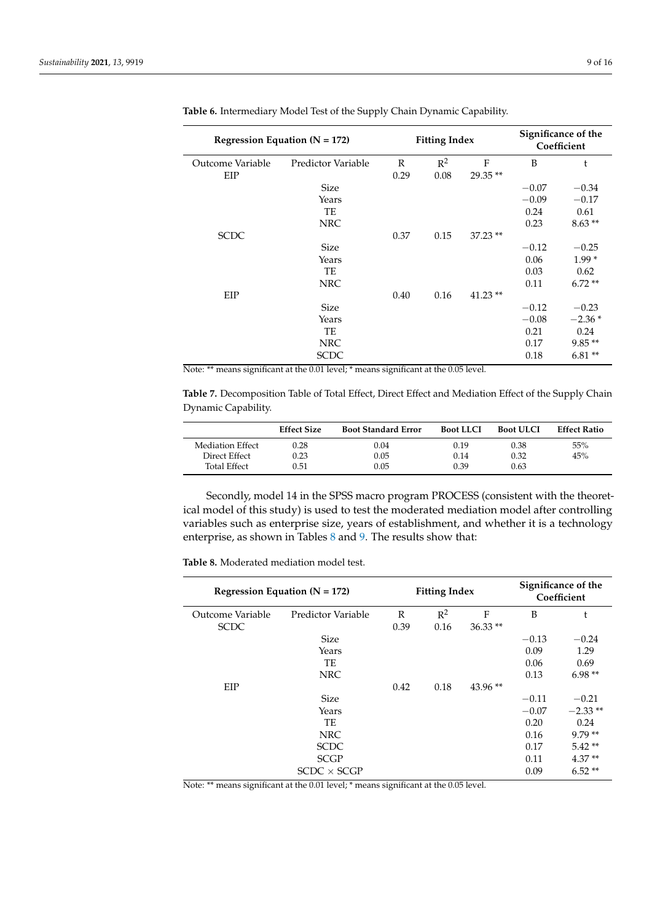**Table 6.** Intermediary Model Test of the Supply Chain Dynamic Capability.

| Regression Equation (N = 172) | | Fitting Index | | | Significance of the Coefficient | |
|---|---|---|---|---|---|---|
| Outcome Variable | Predictor Variable | R | $R^2$ | F | B | t |
| EIP | | 0.29 | 0.08 | 29.35 ** | | |
| | Size | | | | −0.07 | −0.34 |
| | Years | | | | −0.09 | −0.17 |
| | TE | | | | 0.24 | 0.61 |
| | NRC | | | | 0.23 | 8.63 ** |
| SCDC | | 0.37 | 0.15 | 37.23 ** | | |
| | Size | | | | −0.12 | −0.25 |
| | Years | | | | 0.06 | 1.99 * |
| | TE | | | | 0.03 | 0.62 |
| | NRC | | | | 0.11 | 6.72 ** |
| EIP | | 0.40 | 0.16 | 41.23 ** | | |
| | Size | | | | −0.12 | −0.23 |
| | Years | | | | −0.08 | −2.36 * |
| | TE | | | | 0.21 | 0.24 |
| | NRC | | | | 0.17 | 9.85 ** |
| | SCDC | | | | 0.18 | 6.81 ** |

Note: ** means significant at the 0.01 level; * means significant at the 0.05 level.

**Table 7.** Decomposition Table of Total Effect, Direct Effect and Mediation Effect of the Supply Chain Dynamic Capability.

| | Effect Size | Boot Standard Error | Boot LLCI | Boot ULCI | Effect Ratio |
|---|---|---|---|---|---|
| Mediation Effect | 0.28 | 0.04 | 0.19 | 0.38 | 55% |
| Direct Effect | 0.23 | 0.05 | 0.14 | 0.32 | 45% |
| Total Effect | 0.51 | 0.05 | 0.39 | 0.63 | |

Secondly, model 14 in the SPSS macro program PROCESS (consistent with the theoretical model of this study) is used to test the moderated mediation model after controlling variables such as enterprise size, years of establishment, and whether it is a technology enterprise, as shown in Tables 8 and 9. The results show that:

**Table 8.** Moderated mediation model test.

| Regression Equation (N = 172) | | Fitting Index | | | Significance of the Coefficient | |
|---|---|---|---|---|---|---|
| Outcome Variable | Predictor Variable | R | $R^2$ | F | B | t |
| SCDC | | 0.39 | 0.16 | 36.33 ** | | |
| | Size | | | | −0.13 | −0.24 |
| | Years | | | | 0.09 | 1.29 |
| | TE | | | | 0.06 | 0.69 |
| | NRC | | | | 0.13 | 6.98 ** |
| EIP | | 0.42 | 0.18 | 43.96 ** | | |
| | Size | | | | −0.11 | −0.21 |
| | Years | | | | −0.07 | −2.33 ** |
| | TE | | | | 0.20 | 0.24 |
| | NRC | | | | 0.16 | 9.79 ** |
| | SCDC | | | | 0.17 | 5.42 ** |
| | SCGP | | | | 0.11 | 4.37 ** |
| | SCDC × SCGP | | | | 0.09 | 6.52 ** |

Note: ** means significant at the 0.01 level; * means significant at the 0.05 level.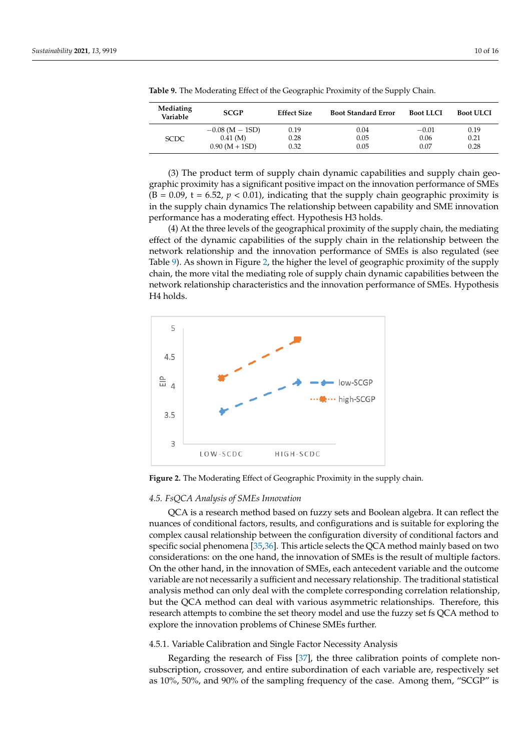**Table 9.** The Moderating Effect of the Geographic Proximity of the Supply Chain.

| Mediating Variable | SCGP | Effect Size | Boot Standard Error | Boot LLCI | Boot ULCI |
|---|---|---|---|---|---|
| SCDC | −0.08 (M − 1SD) | 0.19 | 0.04 | −0.01 | 0.19 |
| | 0.41 (M) | 0.28 | 0.05 | 0.06 | 0.21 |
| | 0.90 (M + 1SD) | 0.32 | 0.05 | 0.07 | 0.28 |

(3) The product term of supply chain dynamic capabilities and supply chain geographic proximity has a significant positive impact on the innovation performance of SMEs (B = 0.09, t = 6.52, $p < 0.01$), indicating that the supply chain geographic proximity is in the supply chain dynamics The relationship between capability and SME innovation performance has a moderating effect. Hypothesis H3 holds.

(4) At the three levels of the geographical proximity of the supply chain, the mediating effect of the dynamic capabilities of the supply chain in the relationship between the network relationship and the innovation performance of SMEs is also regulated (see Table 9). As shown in Figure 2, the higher the level of geographic proximity of the supply chain, the more vital the mediating role of supply chain dynamic capabilities between the network relationship characteristics and the innovation performance of SMEs. Hypothesis H4 holds.

**Figure 2.** The Moderating Effect of Geographic Proximity in the supply chain.

### 4.5. FsQCA Analysis of SMEs Innovation

QCA is a research method based on fuzzy sets and Boolean algebra. It can reflect the nuances of conditional factors, results, and configurations and is suitable for exploring the complex causal relationship between the configuration diversity of conditional factors and specific social phenomena [35,36]. This article selects the QCA method mainly based on two considerations: on the one hand, the innovation of SMEs is the result of multiple factors. On the other hand, in the innovation of SMEs, each antecedent variable and the outcome variable are not necessarily a sufficient and necessary relationship. The traditional statistical analysis method can only deal with the complete corresponding correlation relationship, but the QCA method can deal with various asymmetric relationships. Therefore, this research attempts to combine the set theory model and use the fuzzy set fs QCA method to explore the innovation problems of Chinese SMEs further.

#### 4.5.1. Variable Calibration and Single Factor Necessity Analysis

Regarding the research of Fiss [37], the three calibration points of complete non-subscription, crossover, and entire subordination of each variable are, respectively set as 10%, 50%, and 90% of the sampling frequency of the case. Among them, "SCGP" is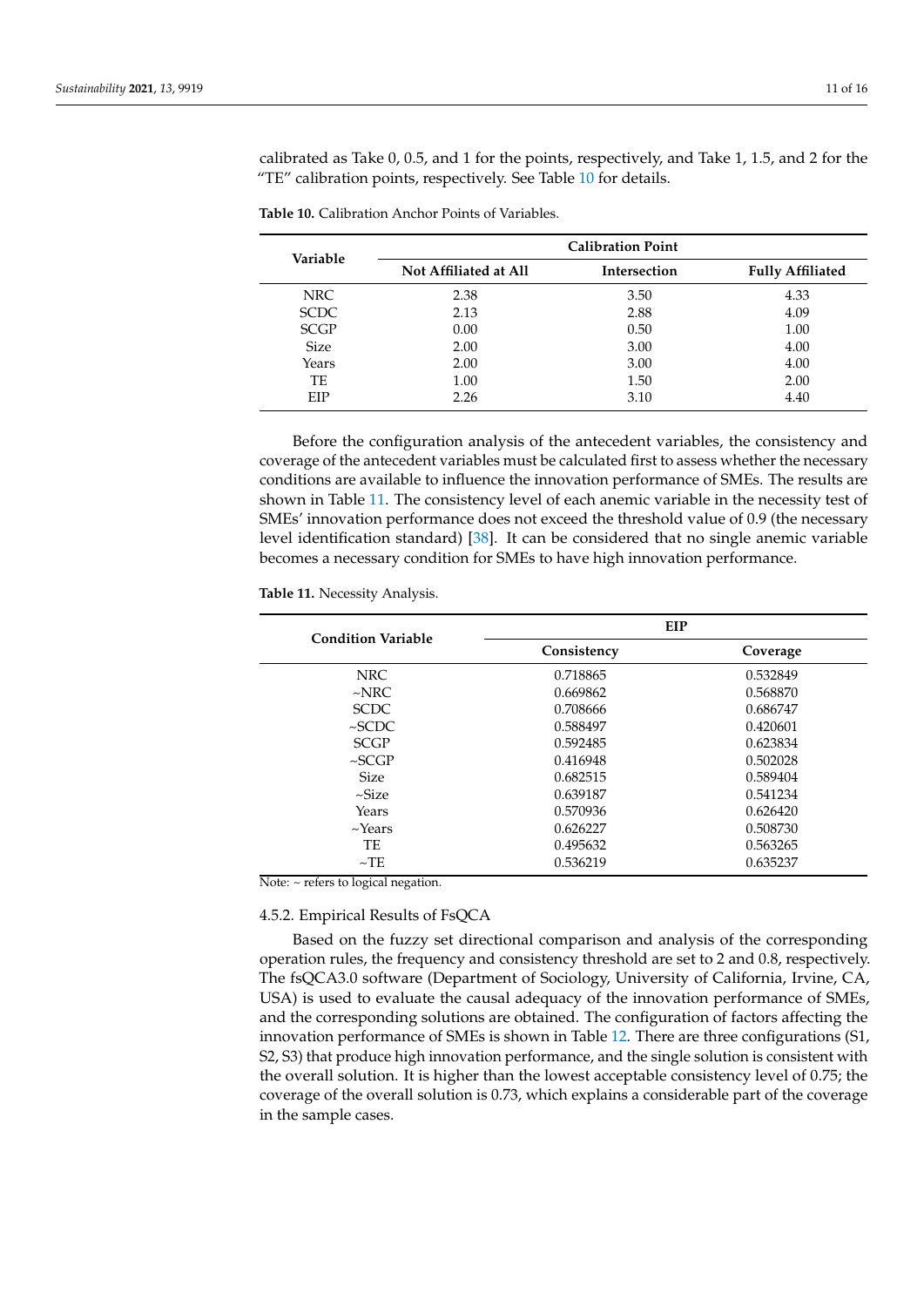calibrated as Take 0, 0.5, and 1 for the points, respectively, and Take 1, 1.5, and 2 for the "TE" calibration points, respectively. See Table 10 for details.

**Table 10.** Calibration Anchor Points of Variables.

| Variable | Calibration Point | | |
|---|---|---|---|
| | **Not Affiliated at All** | **Intersection** | **Fully Affiliated** |
| NRC | 2.38 | 3.50 | 4.33 |
| SCDC | 2.13 | 2.88 | 4.09 |
| SCGP | 0.00 | 0.50 | 1.00 |
| Size | 2.00 | 3.00 | 4.00 |
| Years | 2.00 | 3.00 | 4.00 |
| TE | 1.00 | 1.50 | 2.00 |
| EIP | 2.26 | 3.10 | 4.40 |

Before the configuration analysis of the antecedent variables, the consistency and coverage of the antecedent variables must be calculated first to assess whether the necessary conditions are available to influence the innovation performance of SMEs. The results are shown in Table 11. The consistency level of each anemic variable in the necessity test of SMEs' innovation performance does not exceed the threshold value of 0.9 (the necessary level identification standard) [38]. It can be considered that no single anemic variable becomes a necessary condition for SMEs to have high innovation performance.

**Table 11.** Necessity Analysis.

| Condition Variable | EIP | |
|---|---|---|
| | **Consistency** | **Coverage** |
| NRC | 0.718865 | 0.532849 |
| ~NRC | 0.669862 | 0.568870 |
| SCDC | 0.708666 | 0.686747 |
| ~SCDC | 0.588497 | 0.420601 |
| SCGP | 0.592485 | 0.623834 |
| ~SCGP | 0.416948 | 0.502028 |
| Size | 0.682515 | 0.589404 |
| ~Size | 0.639187 | 0.541234 |
| Years | 0.570936 | 0.626420 |
| ~Years | 0.626227 | 0.508730 |
| TE | 0.495632 | 0.563265 |
| ~TE | 0.536219 | 0.635237 |

Note: ~ refers to logical negation.

#### 4.5.2. Empirical Results of FsQCA

Based on the fuzzy set directional comparison and analysis of the corresponding operation rules, the frequency and consistency threshold are set to 2 and 0.8, respectively. The fsQCA3.0 software (Department of Sociology, University of California, Irvine, CA, USA) is used to evaluate the causal adequacy of the innovation performance of SMEs, and the corresponding solutions are obtained. The configuration of factors affecting the innovation performance of SMEs is shown in Table 12. There are three configurations (S1, S2, S3) that produce high innovation performance, and the single solution is consistent with the overall solution. It is higher than the lowest acceptable consistency level of 0.75; the coverage of the overall solution is 0.73, which explains a considerable part of the coverage in the sample cases.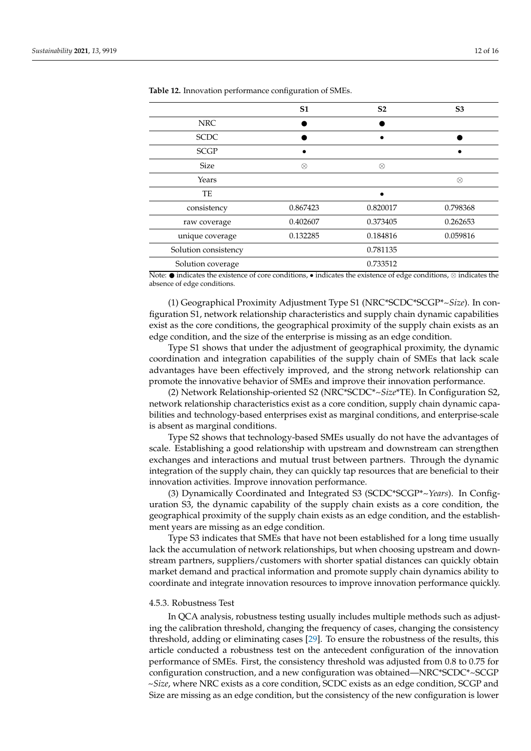**Table 12.** Innovation performance configuration of SMEs.

| | S1 | S2 | S3 |
|---|---|---|---|
| NRC | ● | ● | |
| SCDC | ● | • | ● |
| SCGP | • | | • |
| Size | ⊗ | ⊗ | |
| Years | | | ⊗ |
| TE | | • | |
| consistency | 0.867423 | 0.820017 | 0.798368 |
| raw coverage | 0.402607 | 0.373405 | 0.262653 |
| unique coverage | 0.132285 | 0.184816 | 0.059816 |
| Solution consistency | | 0.781135 | |
| Solution coverage | | 0.733512 | |

Note: ● indicates the existence of core conditions, • indicates the existence of edge conditions, ⊗ indicates the absence of edge conditions.

(1) Geographical Proximity Adjustment Type S1 (NRC*SCDC*SCGP*~*Size*). In configuration S1, network relationship characteristics and supply chain dynamic capabilities exist as the core conditions, the geographical proximity of the supply chain exists as an edge condition, and the size of the enterprise is missing as an edge condition.

Type S1 shows that under the adjustment of geographical proximity, the dynamic coordination and integration capabilities of the supply chain of SMEs that lack scale advantages have been effectively improved, and the strong network relationship can promote the innovative behavior of SMEs and improve their innovation performance.

(2) Network Relationship-oriented S2 (NRC*SCDC*~*Size**TE). In Configuration S2, network relationship characteristics exist as a core condition, supply chain dynamic capabilities and technology-based enterprises exist as marginal conditions, and enterprise-scale is absent as marginal conditions.

Type S2 shows that technology-based SMEs usually do not have the advantages of scale. Establishing a good relationship with upstream and downstream can strengthen exchanges and interactions and mutual trust between partners. Through the dynamic integration of the supply chain, they can quickly tap resources that are beneficial to their innovation activities. Improve innovation performance.

(3) Dynamically Coordinated and Integrated S3 (SCDC*SCGP*~*Years*). In Configuration S3, the dynamic capability of the supply chain exists as a core condition, the geographical proximity of the supply chain exists as an edge condition, and the establishment years are missing as an edge condition.

Type S3 indicates that SMEs that have not been established for a long time usually lack the accumulation of network relationships, but when choosing upstream and downstream partners, suppliers/customers with shorter spatial distances can quickly obtain market demand and practical information and promote supply chain dynamics ability to coordinate and integrate innovation resources to improve innovation performance quickly.

#### 4.5.3. Robustness Test

In QCA analysis, robustness testing usually includes multiple methods such as adjusting the calibration threshold, changing the frequency of cases, changing the consistency threshold, adding or eliminating cases [29]. To ensure the robustness of the results, this article conducted a robustness test on the antecedent configuration of the innovation performance of SMEs. First, the consistency threshold was adjusted from 0.8 to 0.75 for configuration construction, and a new configuration was obtained—NRC*SCDC*~SCGP ~*Size*, where NRC exists as a core condition, SCDC exists as an edge condition, SCGP and Size are missing as an edge condition, but the consistency of the new configuration is lower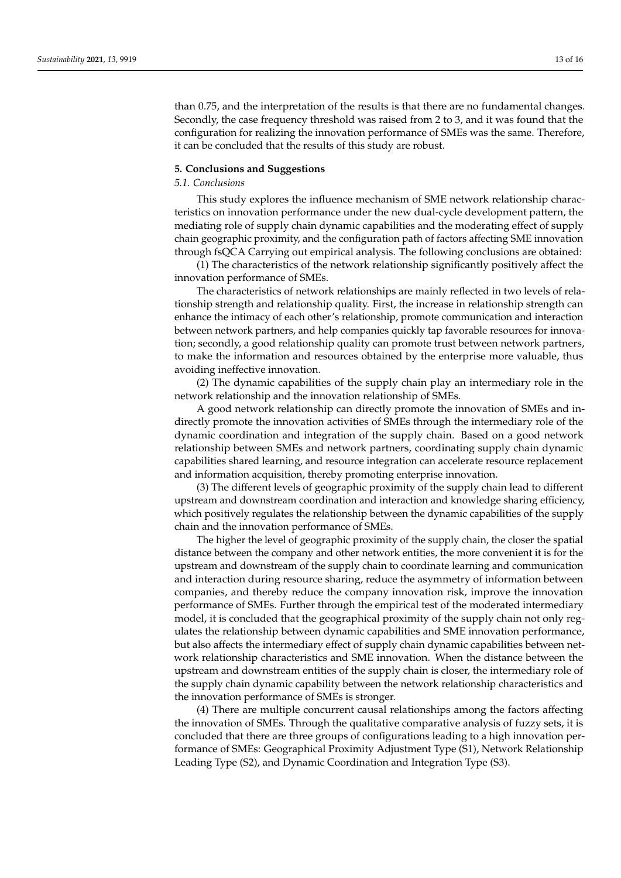than 0.75, and the interpretation of the results is that there are no fundamental changes. Secondly, the case frequency threshold was raised from 2 to 3, and it was found that the configuration for realizing the innovation performance of SMEs was the same. Therefore, it can be concluded that the results of this study are robust.

## 5. Conclusions and Suggestions

### *5.1. Conclusions*

This study explores the influence mechanism of SME network relationship characteristics on innovation performance under the new dual-cycle development pattern, the mediating role of supply chain dynamic capabilities and the moderating effect of supply chain geographic proximity, and the configuration path of factors affecting SME innovation through fsQCA Carrying out empirical analysis. The following conclusions are obtained:

(1) The characteristics of the network relationship significantly positively affect the innovation performance of SMEs.

The characteristics of network relationships are mainly reflected in two levels of relationship strength and relationship quality. First, the increase in relationship strength can enhance the intimacy of each other's relationship, promote communication and interaction between network partners, and help companies quickly tap favorable resources for innovation; secondly, a good relationship quality can promote trust between network partners, to make the information and resources obtained by the enterprise more valuable, thus avoiding ineffective innovation.

(2) The dynamic capabilities of the supply chain play an intermediary role in the network relationship and the innovation relationship of SMEs.

A good network relationship can directly promote the innovation of SMEs and indirectly promote the innovation activities of SMEs through the intermediary role of the dynamic coordination and integration of the supply chain. Based on a good network relationship between SMEs and network partners, coordinating supply chain dynamic capabilities shared learning, and resource integration can accelerate resource replacement and information acquisition, thereby promoting enterprise innovation.

(3) The different levels of geographic proximity of the supply chain lead to different upstream and downstream coordination and interaction and knowledge sharing efficiency, which positively regulates the relationship between the dynamic capabilities of the supply chain and the innovation performance of SMEs.

The higher the level of geographic proximity of the supply chain, the closer the spatial distance between the company and other network entities, the more convenient it is for the upstream and downstream of the supply chain to coordinate learning and communication and interaction during resource sharing, reduce the asymmetry of information between companies, and thereby reduce the company innovation risk, improve the innovation performance of SMEs. Further through the empirical test of the moderated intermediary model, it is concluded that the geographical proximity of the supply chain not only regulates the relationship between dynamic capabilities and SME innovation performance, but also affects the intermediary effect of supply chain dynamic capabilities between network relationship characteristics and SME innovation. When the distance between the upstream and downstream entities of the supply chain is closer, the intermediary role of the supply chain dynamic capability between the network relationship characteristics and the innovation performance of SMEs is stronger.

(4) There are multiple concurrent causal relationships among the factors affecting the innovation of SMEs. Through the qualitative comparative analysis of fuzzy sets, it is concluded that there are three groups of configurations leading to a high innovation performance of SMEs: Geographical Proximity Adjustment Type (S1), Network Relationship Leading Type (S2), and Dynamic Coordination and Integration Type (S3).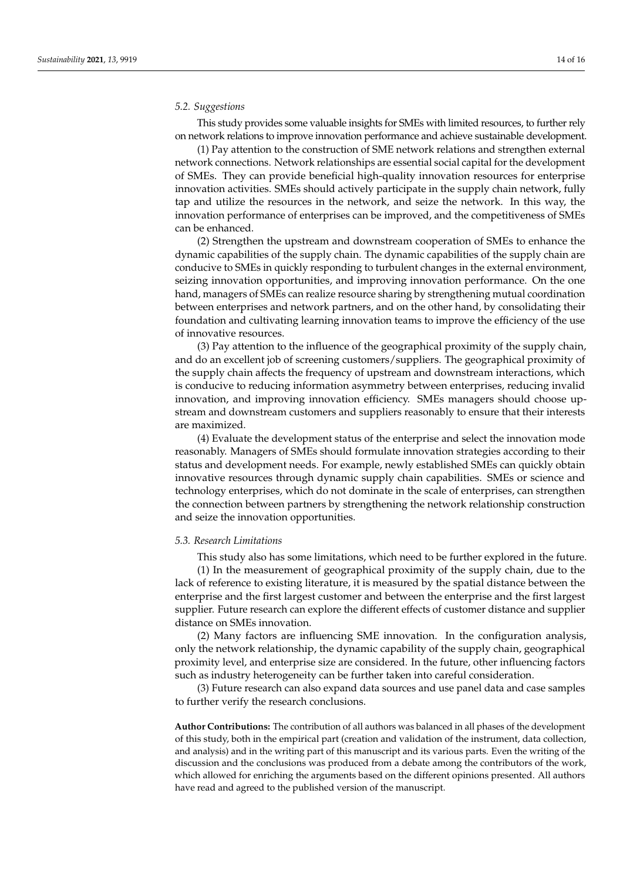### 5.2. Suggestions

This study provides some valuable insights for SMEs with limited resources, to further rely on network relations to improve innovation performance and achieve sustainable development.

(1) Pay attention to the construction of SME network relations and strengthen external network connections. Network relationships are essential social capital for the development of SMEs. They can provide beneficial high-quality innovation resources for enterprise innovation activities. SMEs should actively participate in the supply chain network, fully tap and utilize the resources in the network, and seize the network. In this way, the innovation performance of enterprises can be improved, and the competitiveness of SMEs can be enhanced.

(2) Strengthen the upstream and downstream cooperation of SMEs to enhance the dynamic capabilities of the supply chain. The dynamic capabilities of the supply chain are conducive to SMEs in quickly responding to turbulent changes in the external environment, seizing innovation opportunities, and improving innovation performance. On the one hand, managers of SMEs can realize resource sharing by strengthening mutual coordination between enterprises and network partners, and on the other hand, by consolidating their foundation and cultivating learning innovation teams to improve the efficiency of the use of innovative resources.

(3) Pay attention to the influence of the geographical proximity of the supply chain, and do an excellent job of screening customers/suppliers. The geographical proximity of the supply chain affects the frequency of upstream and downstream interactions, which is conducive to reducing information asymmetry between enterprises, reducing invalid innovation, and improving innovation efficiency. SMEs managers should choose upstream and downstream customers and suppliers reasonably to ensure that their interests are maximized.

(4) Evaluate the development status of the enterprise and select the innovation mode reasonably. Managers of SMEs should formulate innovation strategies according to their status and development needs. For example, newly established SMEs can quickly obtain innovative resources through dynamic supply chain capabilities. SMEs or science and technology enterprises, which do not dominate in the scale of enterprises, can strengthen the connection between partners by strengthening the network relationship construction and seize the innovation opportunities.

### 5.3. Research Limitations

This study also has some limitations, which need to be further explored in the future.

(1) In the measurement of geographical proximity of the supply chain, due to the lack of reference to existing literature, it is measured by the spatial distance between the enterprise and the first largest customer and between the enterprise and the first largest supplier. Future research can explore the different effects of customer distance and supplier distance on SMEs innovation.

(2) Many factors are influencing SME innovation. In the configuration analysis, only the network relationship, the dynamic capability of the supply chain, geographical proximity level, and enterprise size are considered. In the future, other influencing factors such as industry heterogeneity can be further taken into careful consideration.

(3) Future research can also expand data sources and use panel data and case samples to further verify the research conclusions.

**Author Contributions:** The contribution of all authors was balanced in all phases of the development of this study, both in the empirical part (creation and validation of the instrument, data collection, and analysis) and in the writing part of this manuscript and its various parts. Even the writing of the discussion and the conclusions was produced from a debate among the contributors of the work, which allowed for enriching the arguments based on the different opinions presented. All authors have read and agreed to the published version of the manuscript.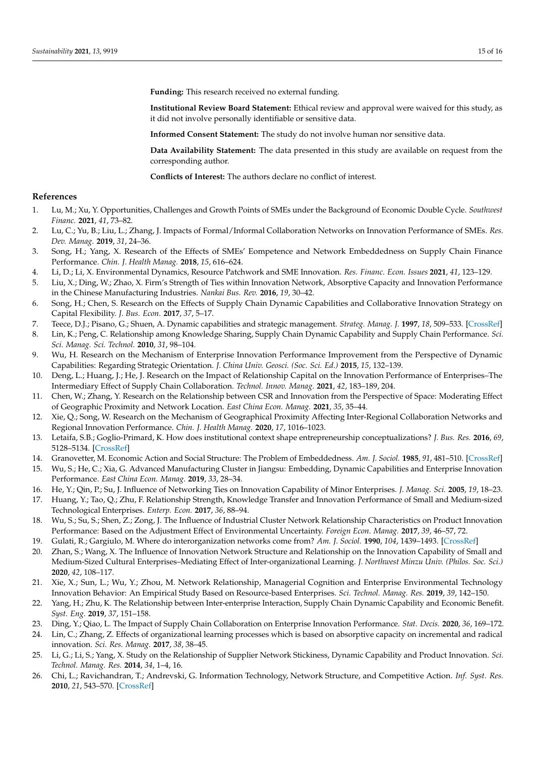**Funding:** This research received no external funding.

**Institutional Review Board Statement:** Ethical review and approval were waived for this study, as it did not involve personally identifiable or sensitive data.

**Informed Consent Statement:** The study do not involve human nor sensitive data.

**Data Availability Statement:** The data presented in this study are available on request from the corresponding author.

**Conflicts of Interest:** The authors declare no conflict of interest.

## References

1. Lu, M.; Xu, Y. Opportunities, Challenges and Growth Points of SMEs under the Background of Economic Double Cycle. *Southwest Financ.* **2021**, *41*, 73–82.
2. Lu, C.; Yu, B.; Liu, L.; Zhang, J. Impacts of Formal/Informal Collaboration Networks on Innovation Performance of SMEs. *Res. Dev. Manag.* **2019**, *31*, 24–36.
3. Song, H.; Yang, X. Research of the Effects of SMEs' Eompetence and Network Embeddedness on Supply Chain Finance Performance. *Chin. J. Health Manag.* **2018**, *15*, 616–624.
4. Li, D.; Li, X. Environmental Dynamics, Resource Patchwork and SME Innovation. *Res. Financ. Econ. Issues* **2021**, *41*, 123–129.
5. Liu, X.; Ding, W.; Zhao, X. Firm's Strength of Ties within Innovation Network, Absorptive Capacity and Innovation Performance in the Chinese Manufacturing Industries. *Nankai Bus. Rev.* **2016**, *19*, 30–42.
6. Song, H.; Chen, S. Research on the Effects of Supply Chain Dynamic Capabilities and Collaborative Innovation Strategy on Capital Flexibility. *J. Bus. Econ.* **2017**, *37*, 5–17.
7. Teece, D.J.; Pisano, G.; Shuen, A. Dynamic capabilities and strategic management. *Strateg. Manag. J.* **1997**, *18*, 509–533. [CrossRef]
8. Lin, K.; Peng, C. Relationship among Knowledge Sharing, Supply Chain Dynamic Capability and Supply Chain Performance. *Sci. Sci. Manag. Sci. Technol.* **2010**, *31*, 98–104.
9. Wu, H. Research on the Mechanism of Enterprise Innovation Performance Improvement from the Perspective of Dynamic Capabilities: Regarding Strategic Orientation. *J. China Univ. Geosci. (Soc. Sci. Ed.)* **2015**, *15*, 132–139.
10. Deng, L.; Huang, J.; He, J. Research on the Impact of Relationship Capital on the Innovation Performance of Enterprises–The Intermediary Effect of Supply Chain Collaboration. *Technol. Innov. Manag.* **2021**, *42*, 183–189, 204.
11. Chen, W.; Zhang, Y. Research on the Relationship between CSR and Innovation from the Perspective of Space: Moderating Effect of Geographic Proximity and Network Location. *East China Econ. Manag.* **2021**, *35*, 35–44.
12. Xie, Q.; Song, W. Research on the Mechanism of Geographical Proximity Affecting Inter-Regional Collaboration Networks and Regional Innovation Performance. *Chin. J. Health Manag.* **2020**, *17*, 1016–1023.
13. Letaifa, S.B.; Goglio-Primard, K. How does institutional context shape entrepreneurship conceptualizations? *J. Bus. Res.* **2016**, *69*, 5128–5134. [CrossRef]
14. Granovetter, M. Economic Action and Social Structure: The Problem of Embeddedness. *Am. J. Sociol.* **1985**, *91*, 481–510. [CrossRef]
15. Wu, S.; He, C.; Xia, G. Advanced Manufacturing Cluster in Jiangsu: Embedding, Dynamic Capabilities and Enterprise Innovation Performance. *East China Econ. Manag.* **2019**, *33*, 28–34.
16. He, Y.; Qin, P.; Su, J. Influence of Networking Ties on Innovation Capability of Minor Enterprises. *J. Manag. Sci.* **2005**, *19*, 18–23.
17. Huang, Y.; Tao, Q.; Zhu, F. Relationship Strength, Knowledge Transfer and Innovation Performance of Small and Medium-sized Technological Enterprises. *Enterp. Econ.* **2017**, *36*, 88–94.
18. Wu, S.; Su, S.; Shen, Z.; Zong, J. The Influence of Industrial Cluster Network Relationship Characteristics on Product Innovation Performance: Based on the Adjustment Effect of Environmental Uncertainty. *Foreign Econ. Manag.* **2017**, *39*, 46–57, 72.
19. Gulati, R.; Gargiulo, M. Where do interorganization networks come from? *Am. J. Sociol.* **1990**, *104*, 1439–1493. [CrossRef]
20. Zhan, S.; Wang, X. The Influence of Innovation Network Structure and Relationship on the Innovation Capability of Small and Medium-Sized Cultural Enterprises–Mediating Effect of Inter-organizational Learning. *J. Northwest Minzu Univ. (Philos. Soc. Sci.)* **2020**, *42*, 108–117.
21. Xie, X.; Sun, L.; Wu, Y.; Zhou, M. Network Relationship, Managerial Cognition and Enterprise Environmental Technology Innovation Behavior: An Empirical Study Based on Resource-based Enterprises. *Sci. Technol. Manag. Res.* **2019**, *39*, 142–150.
22. Yang, H.; Zhu, K. The Relationship between Inter-enterprise Interaction, Supply Chain Dynamic Capability and Economic Benefit. *Syst. Eng.* **2019**, *37*, 151–158.
23. Ding, Y.; Qiao, L. The Impact of Supply Chain Collaboration on Enterprise Innovation Performance. *Stat. Decis.* **2020**, *36*, 169–172.
24. Lin, C.; Zhang, Z. Effects of organizational learning processes which is based on absorptive capacity on incremental and radical innovation. *Sci. Res. Manag.* **2017**, *38*, 38–45.
25. Li, G.; Li, S.; Yang, X. Study on the Relationship of Supplier Network Stickiness, Dynamic Capability and Product Innovation. *Sci. Technol. Manag. Res.* **2014**, *34*, 1–4, 16.
26. Chi, L.; Ravichandran, T.; Andrevski, G. Information Technology, Network Structure, and Competitive Action. *Inf. Syst. Res.* **2010**, *21*, 543–570. [CrossRef]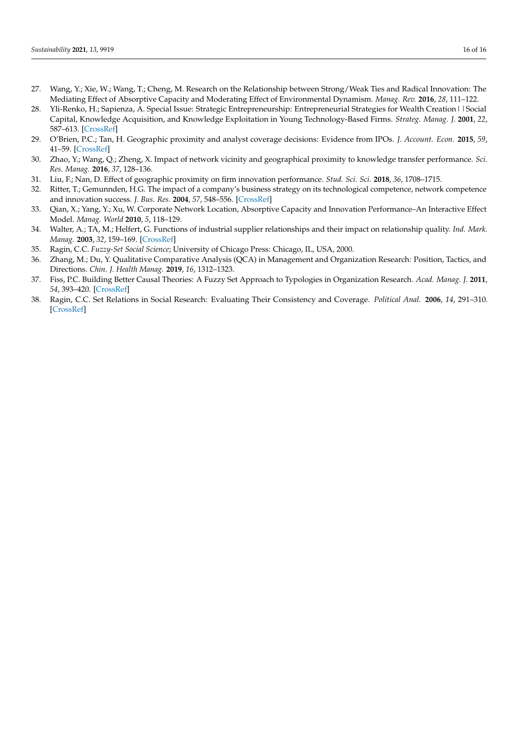27. Wang, Y.; Xie, W.; Wang, T.; Cheng, M. Research on the Relationship between Strong/Weak Ties and Radical Innovation: The Mediating Effect of Absorptive Capacity and Moderating Effect of Environmental Dynamism. *Manag. Rev.* **2016**, *28*, 111–122.
28. Yli-Renko, H.; Sapienza, A. Special Issue: Strategic Entrepreneurship: Entrepreneurial Strategies for Wealth Creation||Social Capital, Knowledge Acquisition, and Knowledge Exploitation in Young Technology-Based Firms. *Strateg. Manag. J.* **2001**, *22*, 587–613. [CrossRef]
29. O'Brien, P.C.; Tan, H. Geographic proximity and analyst coverage decisions: Evidence from IPOs. *J. Account. Econ.* **2015**, *59*, 41–59. [CrossRef]
30. Zhao, Y.; Wang, Q.; Zheng, X. Impact of network vicinity and geographical proximity to knowledge transfer performance. *Sci. Res. Manag.* **2016**, *37*, 128–136.
31. Liu, F.; Nan, D. Effect of geographic proximity on firm innovation performance. *Stud. Sci. Sci.* **2018**, *36*, 1708–1715.
32. Ritter, T.; Gemunnden, H.G. The impact of a company's business strategy on its technological competence, network competence and innovation success. *J. Bus. Res.* **2004**, *57*, 548–556. [CrossRef]
33. Qian, X.; Yang, Y.; Xu, W. Corporate Network Location, Absorptive Capacity and Innovation Performance–An Interactive Effect Model. *Manag. World* **2010**, *5*, 118–129.
34. Walter, A.; TA, M.; Helfert, G. Functions of industrial supplier relationships and their impact on relationship quality. *Ind. Mark. Manag.* **2003**, *32*, 159–169. [CrossRef]
35. Ragin, C.C. *Fuzzy-Set Social Science*; University of Chicago Press: Chicago, IL, USA, 2000.
36. Zhang, M.; Du, Y. Qualitative Comparative Analysis (QCA) in Management and Organization Research: Position, Tactics, and Directions. *Chin. J. Health Manag.* **2019**, *16*, 1312–1323.
37. Fiss, P.C. Building Better Causal Theories: A Fuzzy Set Approach to Typologies in Organization Research. *Acad. Manag. J.* **2011**, *54*, 393–420. [CrossRef]
38. Ragin, C.C. Set Relations in Social Research: Evaluating Their Consistency and Coverage. *Political Anal.* **2006**, *14*, 291–310. [CrossRef]